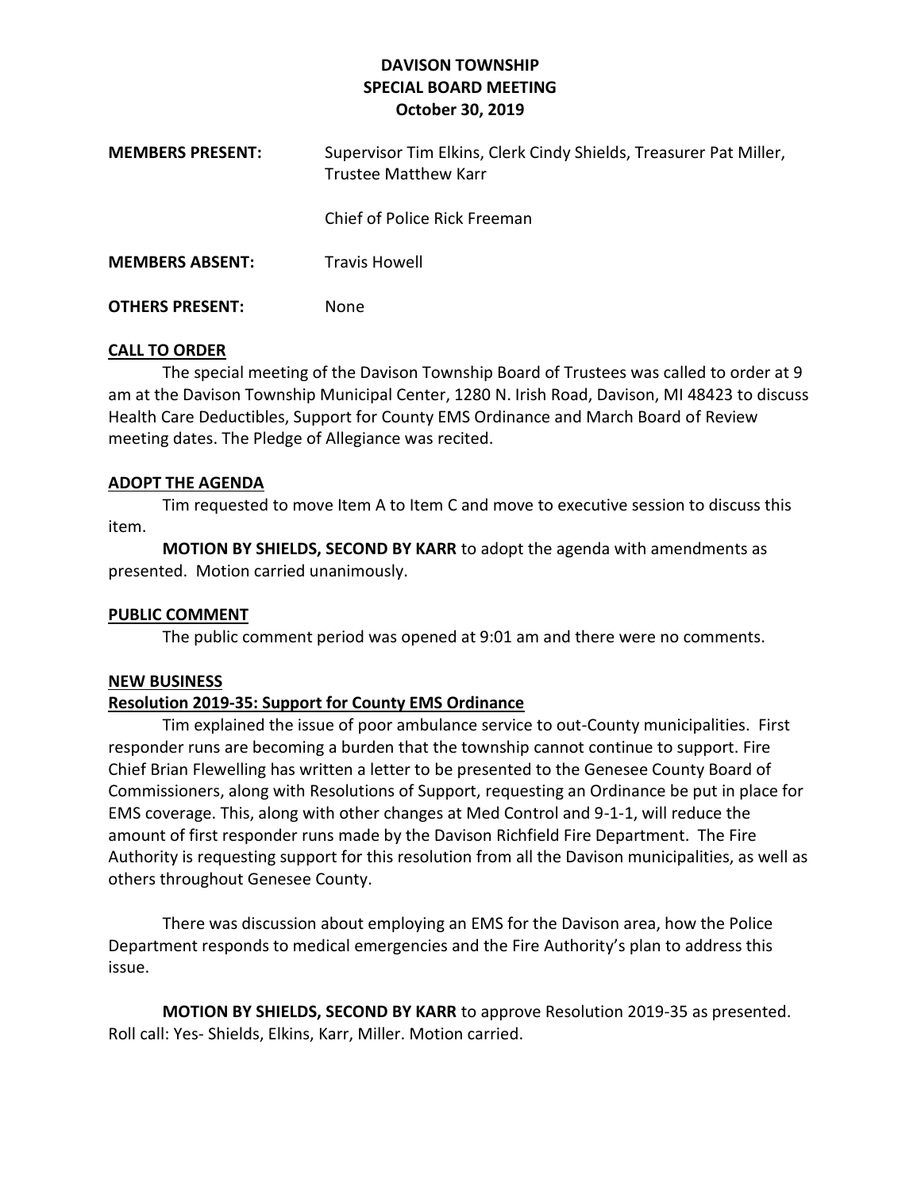# DAVISON TOWNSHIP
## SPECIAL BOARD MEETING
### October 30, 2019

**MEMBERS PRESENT:** Supervisor Tim Elkins, Clerk Cindy Shields, Treasurer Pat Miller, Trustee Matthew Karr

Chief of Police Rick Freeman

**MEMBERS ABSENT:** Travis Howell

**OTHERS PRESENT:** None

**CALL TO ORDER**

The special meeting of the Davison Township Board of Trustees was called to order at 9 am at the Davison Township Municipal Center, 1280 N. Irish Road, Davison, MI 48423 to discuss Health Care Deductibles, Support for County EMS Ordinance and March Board of Review meeting dates. The Pledge of Allegiance was recited.

**ADOPT THE AGENDA**

Tim requested to move Item A to Item C and move to executive session to discuss this item.

**MOTION BY SHIELDS, SECOND BY KARR** to adopt the agenda with amendments as presented. Motion carried unanimously.

**PUBLIC COMMENT**

The public comment period was opened at 9:01 am and there were no comments.

**NEW BUSINESS**

**Resolution 2019-35: Support for County EMS Ordinance**

Tim explained the issue of poor ambulance service to out-County municipalities. First responder runs are becoming a burden that the township cannot continue to support. Fire Chief Brian Flewelling has written a letter to be presented to the Genesee County Board of Commissioners, along with Resolutions of Support, requesting an Ordinance be put in place for EMS coverage. This, along with other changes at Med Control and 9-1-1, will reduce the amount of first responder runs made by the Davison Richfield Fire Department. The Fire Authority is requesting support for this resolution from all the Davison municipalities, as well as others throughout Genesee County.

There was discussion about employing an EMS for the Davison area, how the Police Department responds to medical emergencies and the Fire Authority's plan to address this issue.

**MOTION BY SHIELDS, SECOND BY KARR** to approve Resolution 2019-35 as presented. Roll call: Yes- Shields, Elkins, Karr, Miller. Motion carried.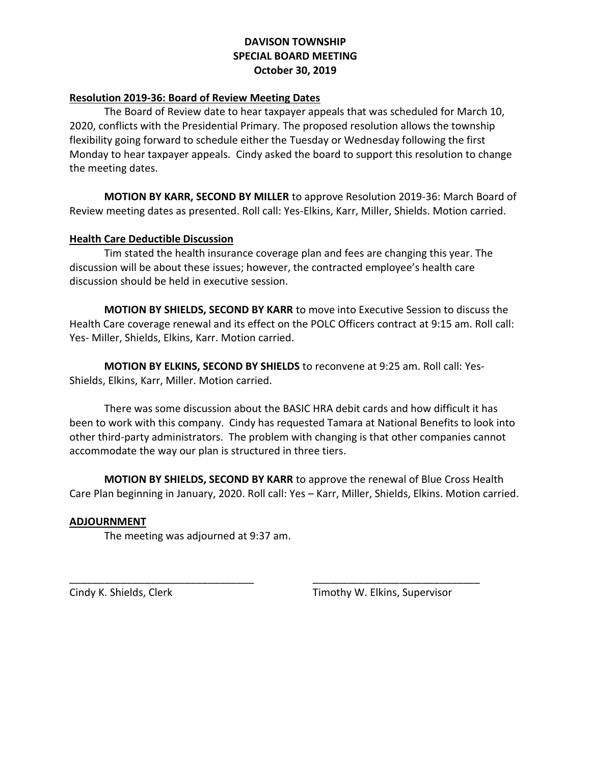**DAVISON TOWNSHIP**
**SPECIAL BOARD MEETING**
**October 30, 2019**

**Resolution 2019-36: Board of Review Meeting Dates**

The Board of Review date to hear taxpayer appeals that was scheduled for March 10, 2020, conflicts with the Presidential Primary. The proposed resolution allows the township flexibility going forward to schedule either the Tuesday or Wednesday following the first Monday to hear taxpayer appeals. Cindy asked the board to support this resolution to change the meeting dates.

**MOTION BY KARR, SECOND BY MILLER** to approve Resolution 2019-36: March Board of Review meeting dates as presented. Roll call: Yes-Elkins, Karr, Miller, Shields. Motion carried.

**Health Care Deductible Discussion**

Tim stated the health insurance coverage plan and fees are changing this year. The discussion will be about these issues; however, the contracted employee's health care discussion should be held in executive session.

**MOTION BY SHIELDS, SECOND BY KARR** to move into Executive Session to discuss the Health Care coverage renewal and its effect on the POLC Officers contract at 9:15 am. Roll call: Yes- Miller, Shields, Elkins, Karr. Motion carried.

**MOTION BY ELKINS, SECOND BY SHIELDS** to reconvene at 9:25 am. Roll call: Yes- Shields, Elkins, Karr, Miller. Motion carried.

There was some discussion about the BASIC HRA debit cards and how difficult it has been to work with this company. Cindy has requested Tamara at National Benefits to look into other third-party administrators. The problem with changing is that other companies cannot accommodate the way our plan is structured in three tiers.

**MOTION BY SHIELDS, SECOND BY KARR** to approve the renewal of Blue Cross Health Care Plan beginning in January, 2020. Roll call: Yes – Karr, Miller, Shields, Elkins. Motion carried.

**ADJOURNMENT**

The meeting was adjourned at 9:37 am.

\_\_\_\_\_\_\_\_\_\_\_\_\_\_\_\_\_\_\_\_\_\_\_\_\_\_\_\_\_\_\_\_
Cindy K. Shields, Clerk

\_\_\_\_\_\_\_\_\_\_\_\_\_\_\_\_\_\_\_\_\_\_\_\_\_\_\_\_\_\_\_\_
Timothy W. Elkins, Supervisor